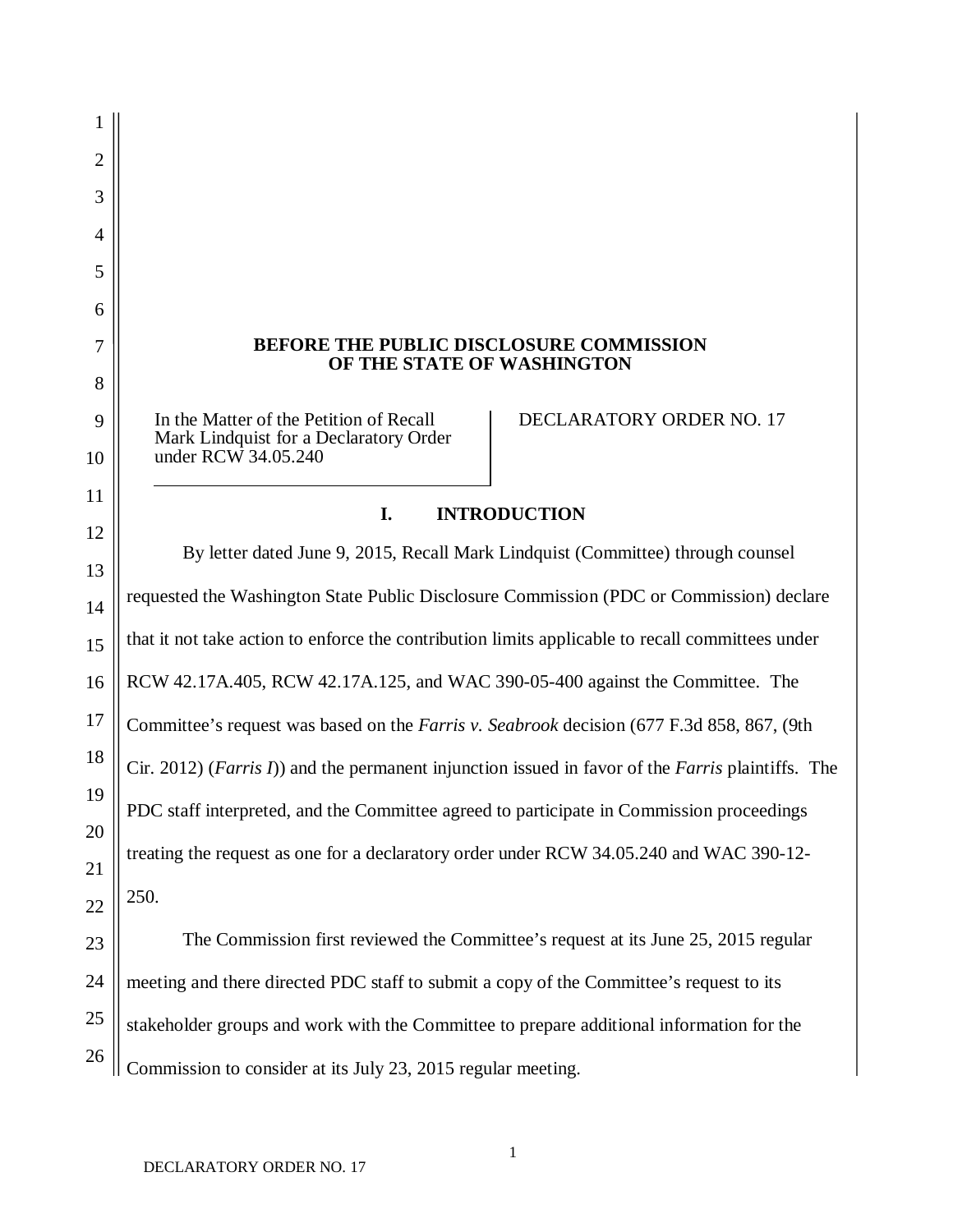**BEFORE THE PUBLIC DISCLOSURE COMMISSION OF THE STATE OF WASHINGTON**

| In the Matter of the Petition of Recall Mark Lindquist for a Declaratory Order under RCW 34.05.240 | DECLARATORY ORDER NO. 17 |
|---|---|

## I. INTRODUCTION

By letter dated June 9, 2015, Recall Mark Lindquist (Committee) through counsel requested the Washington State Public Disclosure Commission (PDC or Commission) declare that it not take action to enforce the contribution limits applicable to recall committees under RCW 42.17A.405, RCW 42.17A.125, and WAC 390-05-400 against the Committee. The Committee's request was based on the *Farris v. Seabrook* decision (677 F.3d 858, 867, (9th Cir. 2012) (*Farris I*)) and the permanent injunction issued in favor of the *Farris* plaintiffs. The PDC staff interpreted, and the Committee agreed to participate in Commission proceedings treating the request as one for a declaratory order under RCW 34.05.240 and WAC 390-12-250.

The Commission first reviewed the Committee's request at its June 25, 2015 regular meeting and there directed PDC staff to submit a copy of the Committee's request to its stakeholder groups and work with the Committee to prepare additional information for the Commission to consider at its July 23, 2015 regular meeting.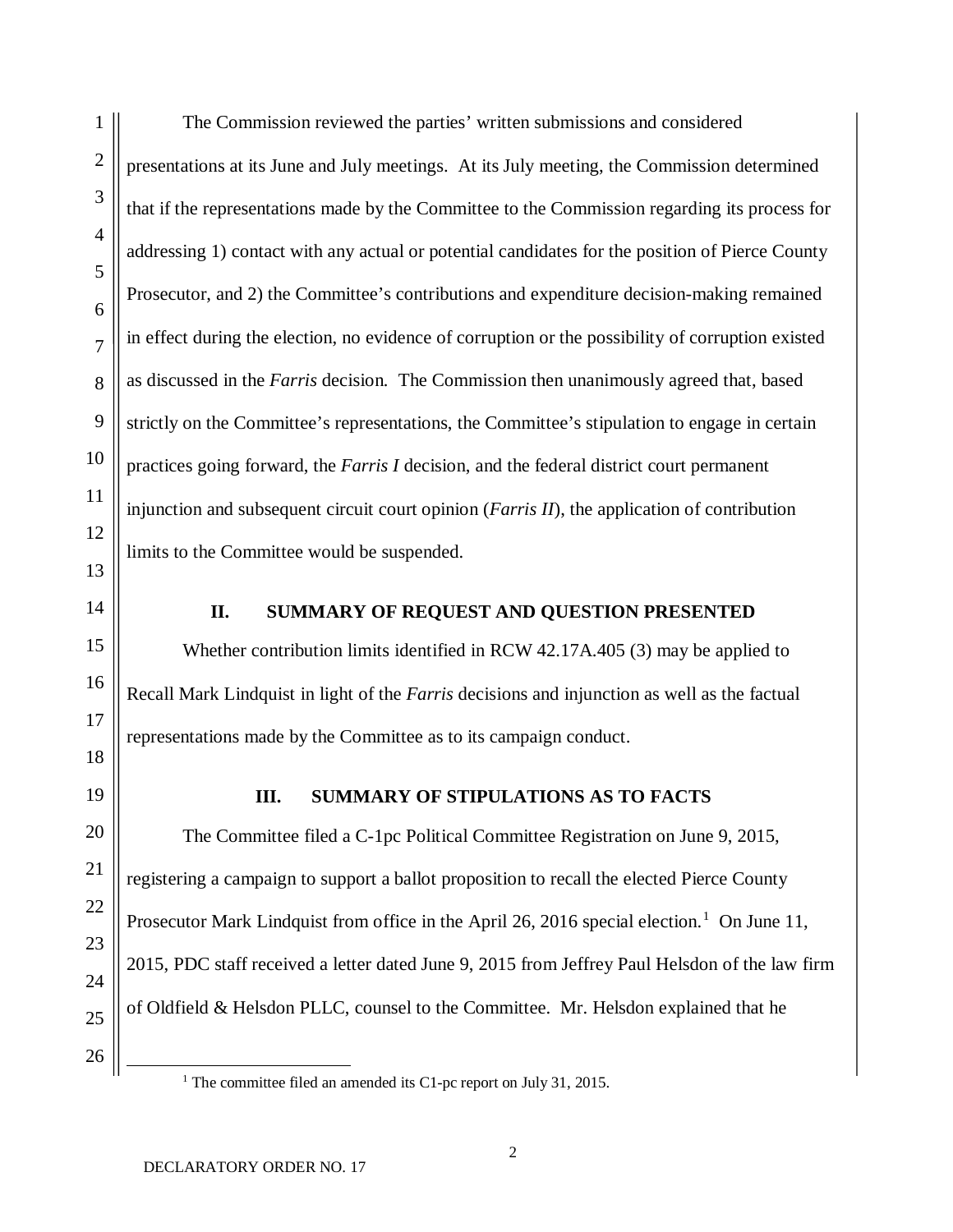The Commission reviewed the parties' written submissions and considered presentations at its June and July meetings. At its July meeting, the Commission determined that if the representations made by the Committee to the Commission regarding its process for addressing 1) contact with any actual or potential candidates for the position of Pierce County Prosecutor, and 2) the Committee's contributions and expenditure decision-making remained in effect during the election, no evidence of corruption or the possibility of corruption existed as discussed in the *Farris* decision. The Commission then unanimously agreed that, based strictly on the Committee's representations, the Committee's stipulation to engage in certain practices going forward, the *Farris I* decision, and the federal district court permanent injunction and subsequent circuit court opinion (*Farris II*), the application of contribution limits to the Committee would be suspended.

## II. SUMMARY OF REQUEST AND QUESTION PRESENTED

Whether contribution limits identified in RCW 42.17A.405 (3) may be applied to Recall Mark Lindquist in light of the *Farris* decisions and injunction as well as the factual representations made by the Committee as to its campaign conduct.

## III. SUMMARY OF STIPULATIONS AS TO FACTS

The Committee filed a C-1pc Political Committee Registration on June 9, 2015, registering a campaign to support a ballot proposition to recall the elected Pierce County Prosecutor Mark Lindquist from office in the April 26, 2016 special election.[1] On June 11, 2015, PDC staff received a letter dated June 9, 2015 from Jeffrey Paul Helsdon of the law firm of Oldfield & Helsdon PLLC, counsel to the Committee. Mr. Helsdon explained that he

[1] The committee filed an amended its C1-pc report on July 31, 2015.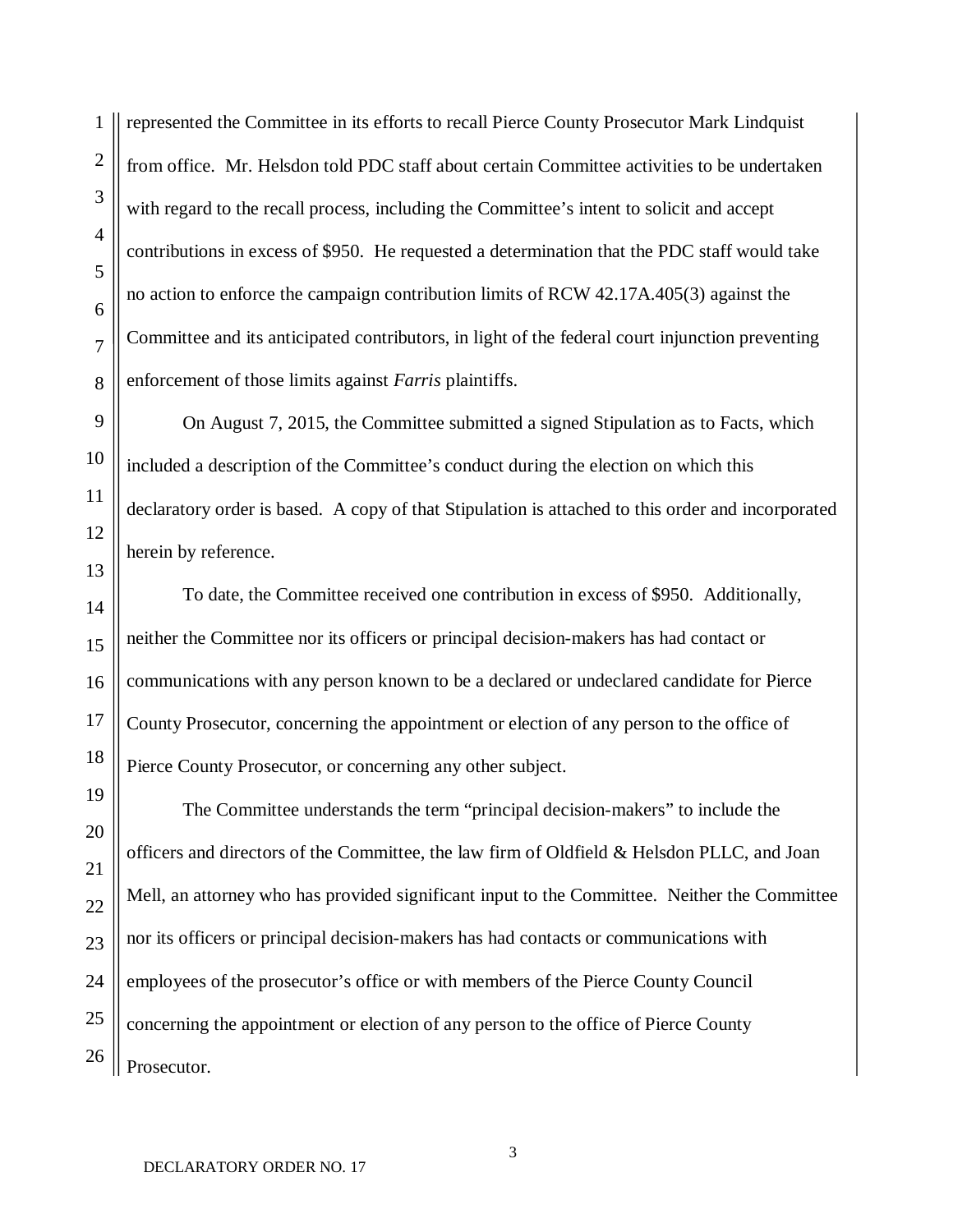represented the Committee in its efforts to recall Pierce County Prosecutor Mark Lindquist from office. Mr. Helsdon told PDC staff about certain Committee activities to be undertaken with regard to the recall process, including the Committee's intent to solicit and accept contributions in excess of $950. He requested a determination that the PDC staff would take no action to enforce the campaign contribution limits of RCW 42.17A.405(3) against the Committee and its anticipated contributors, in light of the federal court injunction preventing enforcement of those limits against *Farris* plaintiffs.

On August 7, 2015, the Committee submitted a signed Stipulation as to Facts, which included a description of the Committee's conduct during the election on which this declaratory order is based. A copy of that Stipulation is attached to this order and incorporated herein by reference.

To date, the Committee received one contribution in excess of $950. Additionally, neither the Committee nor its officers or principal decision-makers has had contact or communications with any person known to be a declared or undeclared candidate for Pierce County Prosecutor, concerning the appointment or election of any person to the office of Pierce County Prosecutor, or concerning any other subject.

The Committee understands the term "principal decision-makers" to include the officers and directors of the Committee, the law firm of Oldfield & Helsdon PLLC, and Joan Mell, an attorney who has provided significant input to the Committee. Neither the Committee nor its officers or principal decision-makers has had contacts or communications with employees of the prosecutor's office or with members of the Pierce County Council concerning the appointment or election of any person to the office of Pierce County Prosecutor.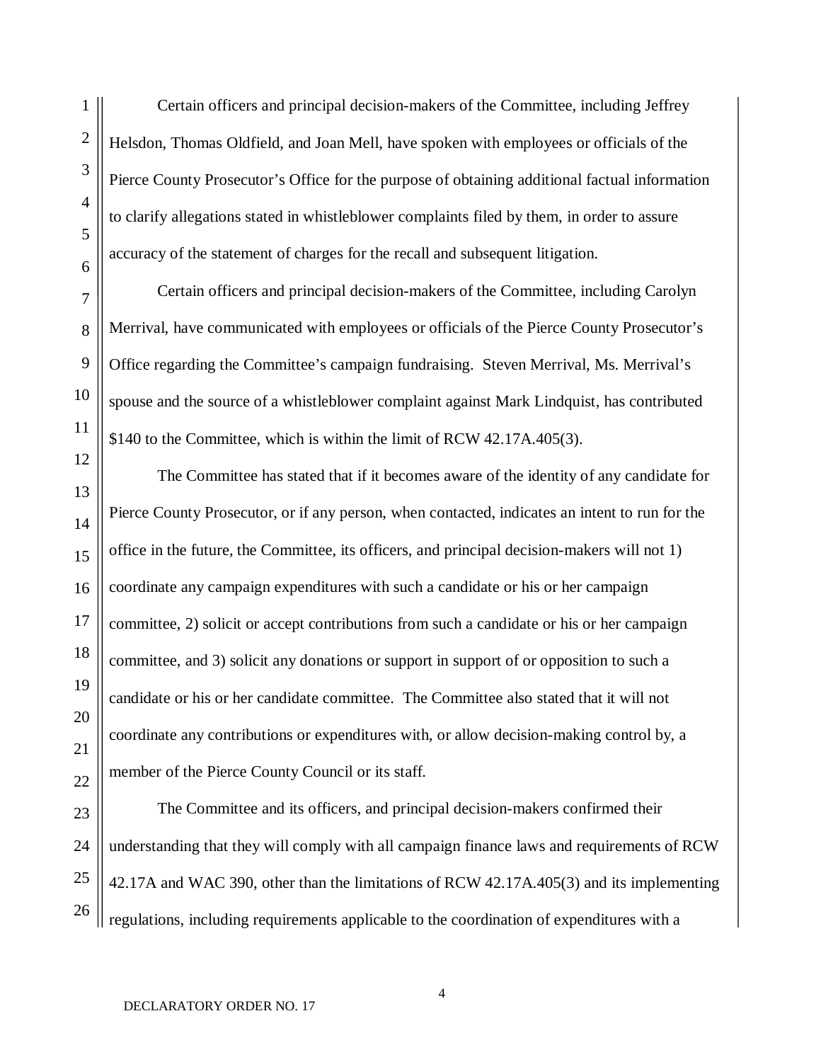Certain officers and principal decision-makers of the Committee, including Jeffrey Helsdon, Thomas Oldfield, and Joan Mell, have spoken with employees or officials of the Pierce County Prosecutor's Office for the purpose of obtaining additional factual information to clarify allegations stated in whistleblower complaints filed by them, in order to assure accuracy of the statement of charges for the recall and subsequent litigation.

Certain officers and principal decision-makers of the Committee, including Carolyn Merrival, have communicated with employees or officials of the Pierce County Prosecutor's Office regarding the Committee's campaign fundraising. Steven Merrival, Ms. Merrival's spouse and the source of a whistleblower complaint against Mark Lindquist, has contributed $140 to the Committee, which is within the limit of RCW 42.17A.405(3).

The Committee has stated that if it becomes aware of the identity of any candidate for Pierce County Prosecutor, or if any person, when contacted, indicates an intent to run for the office in the future, the Committee, its officers, and principal decision-makers will not 1) coordinate any campaign expenditures with such a candidate or his or her campaign committee, 2) solicit or accept contributions from such a candidate or his or her campaign committee, and 3) solicit any donations or support in support of or opposition to such a candidate or his or her candidate committee. The Committee also stated that it will not coordinate any contributions or expenditures with, or allow decision-making control by, a member of the Pierce County Council or its staff.

The Committee and its officers, and principal decision-makers confirmed their understanding that they will comply with all campaign finance laws and requirements of RCW 42.17A and WAC 390, other than the limitations of RCW 42.17A.405(3) and its implementing regulations, including requirements applicable to the coordination of expenditures with a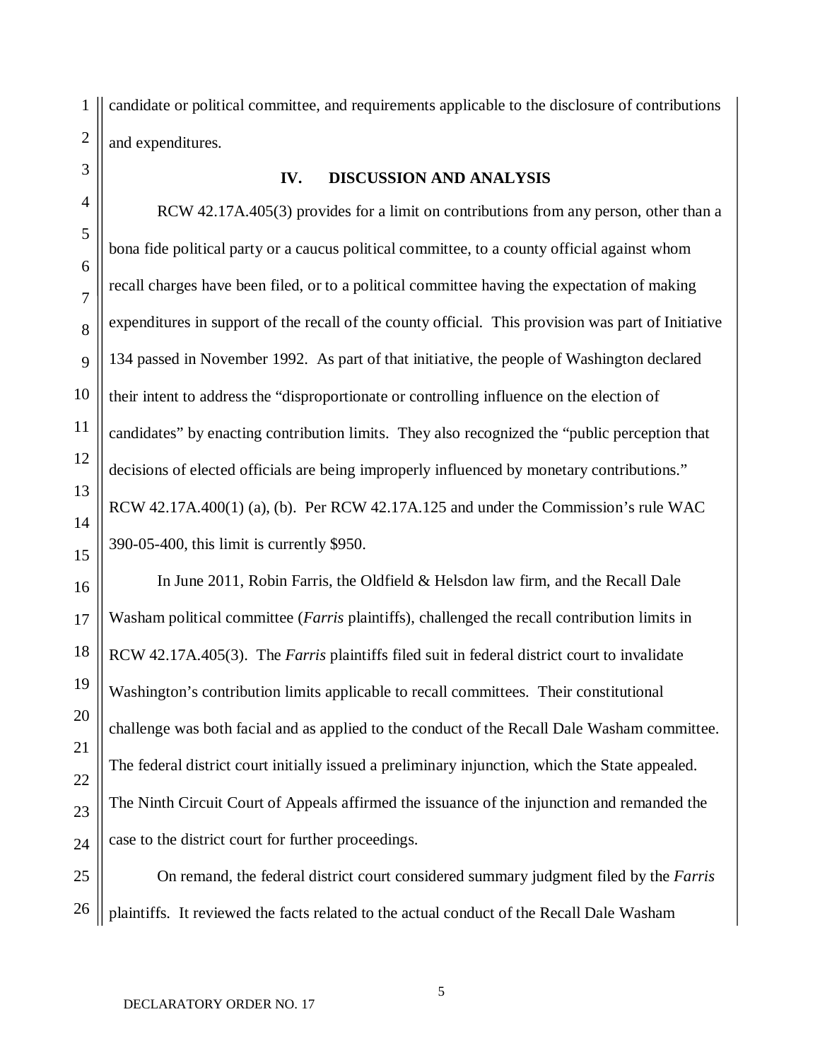candidate or political committee, and requirements applicable to the disclosure of contributions and expenditures.

## IV. DISCUSSION AND ANALYSIS

RCW 42.17A.405(3) provides for a limit on contributions from any person, other than a bona fide political party or a caucus political committee, to a county official against whom recall charges have been filed, or to a political committee having the expectation of making expenditures in support of the recall of the county official. This provision was part of Initiative 134 passed in November 1992. As part of that initiative, the people of Washington declared their intent to address the "disproportionate or controlling influence on the election of candidates" by enacting contribution limits. They also recognized the "public perception that decisions of elected officials are being improperly influenced by monetary contributions." RCW 42.17A.400(1) (a), (b). Per RCW 42.17A.125 and under the Commission's rule WAC 390-05-400, this limit is currently $950.

In June 2011, Robin Farris, the Oldfield & Helsdon law firm, and the Recall Dale Washam political committee (*Farris* plaintiffs), challenged the recall contribution limits in RCW 42.17A.405(3). The *Farris* plaintiffs filed suit in federal district court to invalidate Washington's contribution limits applicable to recall committees. Their constitutional challenge was both facial and as applied to the conduct of the Recall Dale Washam committee. The federal district court initially issued a preliminary injunction, which the State appealed. The Ninth Circuit Court of Appeals affirmed the issuance of the injunction and remanded the case to the district court for further proceedings.

On remand, the federal district court considered summary judgment filed by the *Farris* plaintiffs. It reviewed the facts related to the actual conduct of the Recall Dale Washam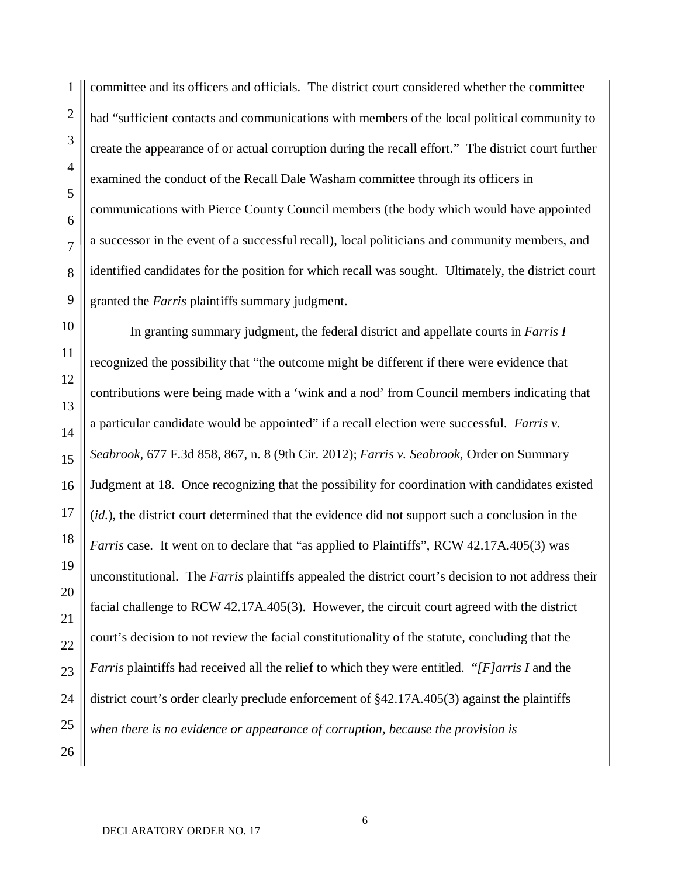committee and its officers and officials. The district court considered whether the committee had "sufficient contacts and communications with members of the local political community to create the appearance of or actual corruption during the recall effort." The district court further examined the conduct of the Recall Dale Washam committee through its officers in communications with Pierce County Council members (the body which would have appointed a successor in the event of a successful recall), local politicians and community members, and identified candidates for the position for which recall was sought. Ultimately, the district court granted the *Farris* plaintiffs summary judgment.

In granting summary judgment, the federal district and appellate courts in *Farris I* recognized the possibility that "the outcome might be different if there were evidence that contributions were being made with a 'wink and a nod' from Council members indicating that a particular candidate would be appointed" if a recall election were successful. *Farris v. Seabrook*, 677 F.3d 858, 867, n. 8 (9th Cir. 2012); *Farris v. Seabrook*, Order on Summary Judgment at 18. Once recognizing that the possibility for coordination with candidates existed (*id.*), the district court determined that the evidence did not support such a conclusion in the *Farris* case. It went on to declare that "as applied to Plaintiffs", RCW 42.17A.405(3) was unconstitutional. The *Farris* plaintiffs appealed the district court's decision to not address their facial challenge to RCW 42.17A.405(3). However, the circuit court agreed with the district court's decision to not review the facial constitutionality of the statute, concluding that the *Farris* plaintiffs had received all the relief to which they were entitled. "*[F]arris I* and the district court's order clearly preclude enforcement of §42.17A.405(3) against the plaintiffs *when there is no evidence or appearance of corruption, because the provision is*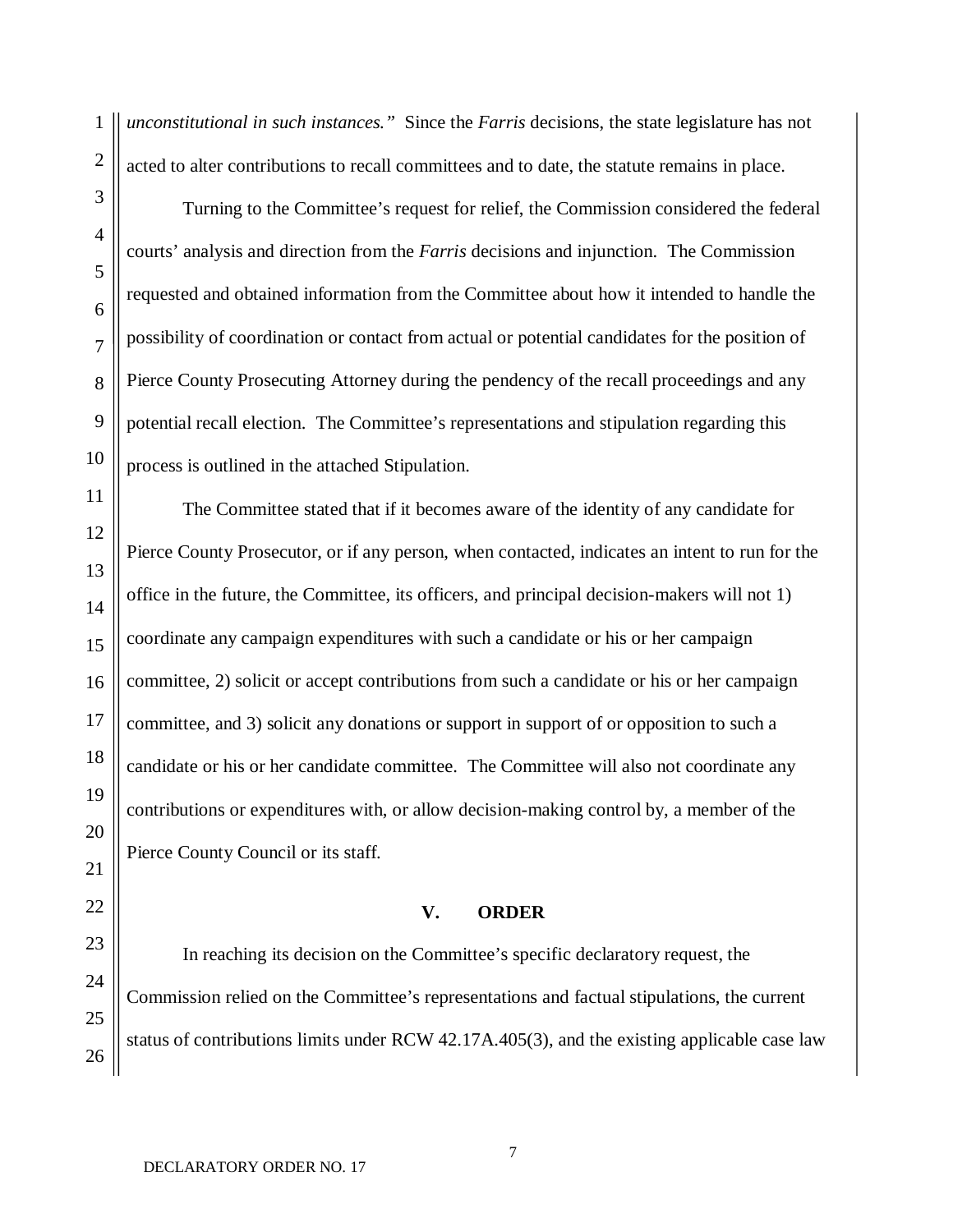*unconstitutional in such instances."* Since the *Farris* decisions, the state legislature has not acted to alter contributions to recall committees and to date, the statute remains in place.

Turning to the Committee's request for relief, the Commission considered the federal courts' analysis and direction from the *Farris* decisions and injunction. The Commission requested and obtained information from the Committee about how it intended to handle the possibility of coordination or contact from actual or potential candidates for the position of Pierce County Prosecuting Attorney during the pendency of the recall proceedings and any potential recall election. The Committee's representations and stipulation regarding this process is outlined in the attached Stipulation.

The Committee stated that if it becomes aware of the identity of any candidate for Pierce County Prosecutor, or if any person, when contacted, indicates an intent to run for the office in the future, the Committee, its officers, and principal decision-makers will not 1) coordinate any campaign expenditures with such a candidate or his or her campaign committee, 2) solicit or accept contributions from such a candidate or his or her campaign committee, and 3) solicit any donations or support in support of or opposition to such a candidate or his or her candidate committee. The Committee will also not coordinate any contributions or expenditures with, or allow decision-making control by, a member of the Pierce County Council or its staff.

## V. ORDER

In reaching its decision on the Committee's specific declaratory request, the Commission relied on the Committee's representations and factual stipulations, the current status of contributions limits under RCW 42.17A.405(3), and the existing applicable case law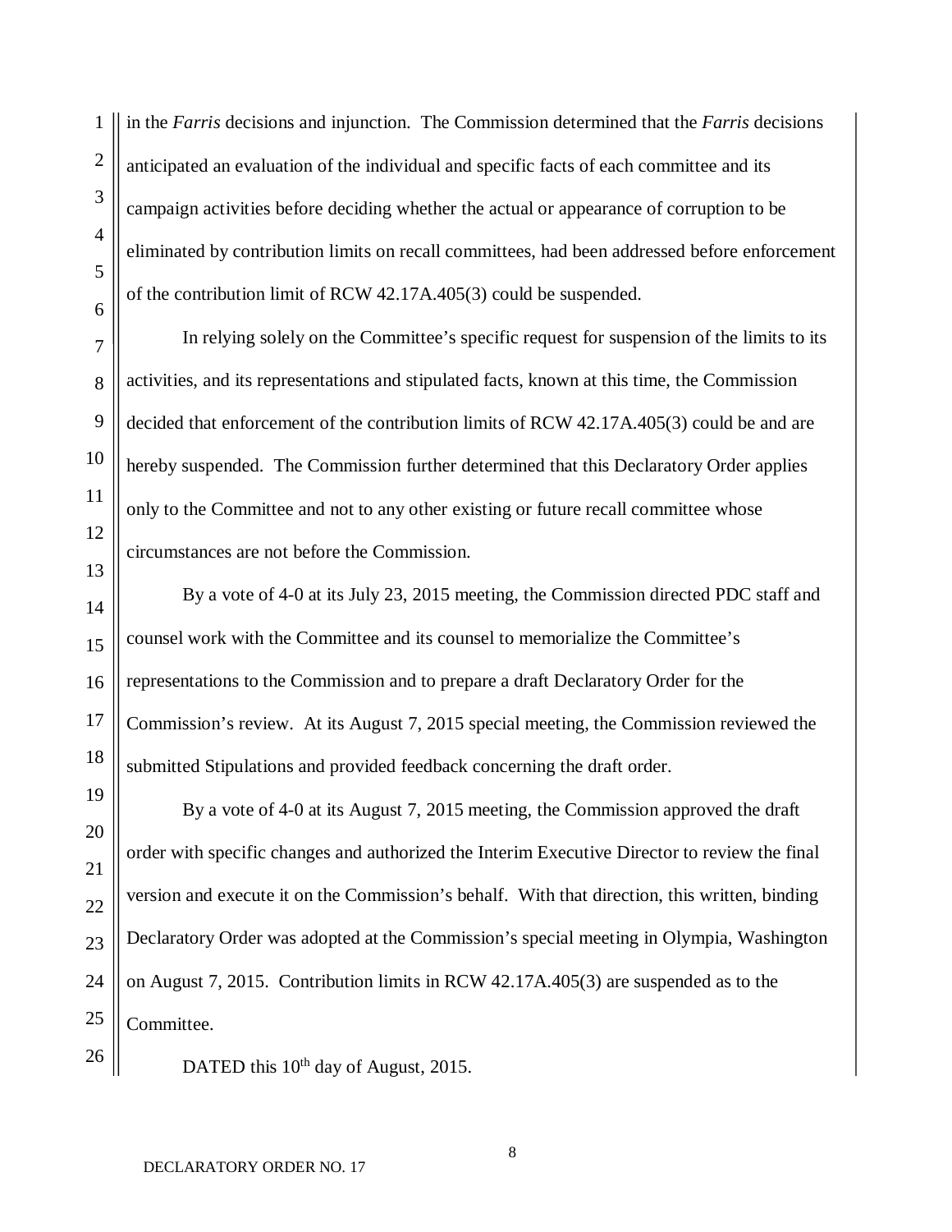in the *Farris* decisions and injunction. The Commission determined that the *Farris* decisions anticipated an evaluation of the individual and specific facts of each committee and its campaign activities before deciding whether the actual or appearance of corruption to be eliminated by contribution limits on recall committees, had been addressed before enforcement of the contribution limit of RCW 42.17A.405(3) could be suspended.

In relying solely on the Committee's specific request for suspension of the limits to its activities, and its representations and stipulated facts, known at this time, the Commission decided that enforcement of the contribution limits of RCW 42.17A.405(3) could be and are hereby suspended. The Commission further determined that this Declaratory Order applies only to the Committee and not to any other existing or future recall committee whose circumstances are not before the Commission.

By a vote of 4-0 at its July 23, 2015 meeting, the Commission directed PDC staff and counsel work with the Committee and its counsel to memorialize the Committee's representations to the Commission and to prepare a draft Declaratory Order for the Commission's review. At its August 7, 2015 special meeting, the Commission reviewed the submitted Stipulations and provided feedback concerning the draft order.

By a vote of 4-0 at its August 7, 2015 meeting, the Commission approved the draft order with specific changes and authorized the Interim Executive Director to review the final version and execute it on the Commission's behalf. With that direction, this written, binding Declaratory Order was adopted at the Commission's special meeting in Olympia, Washington on August 7, 2015. Contribution limits in RCW 42.17A.405(3) are suspended as to the Committee.

DATED this 10th day of August, 2015.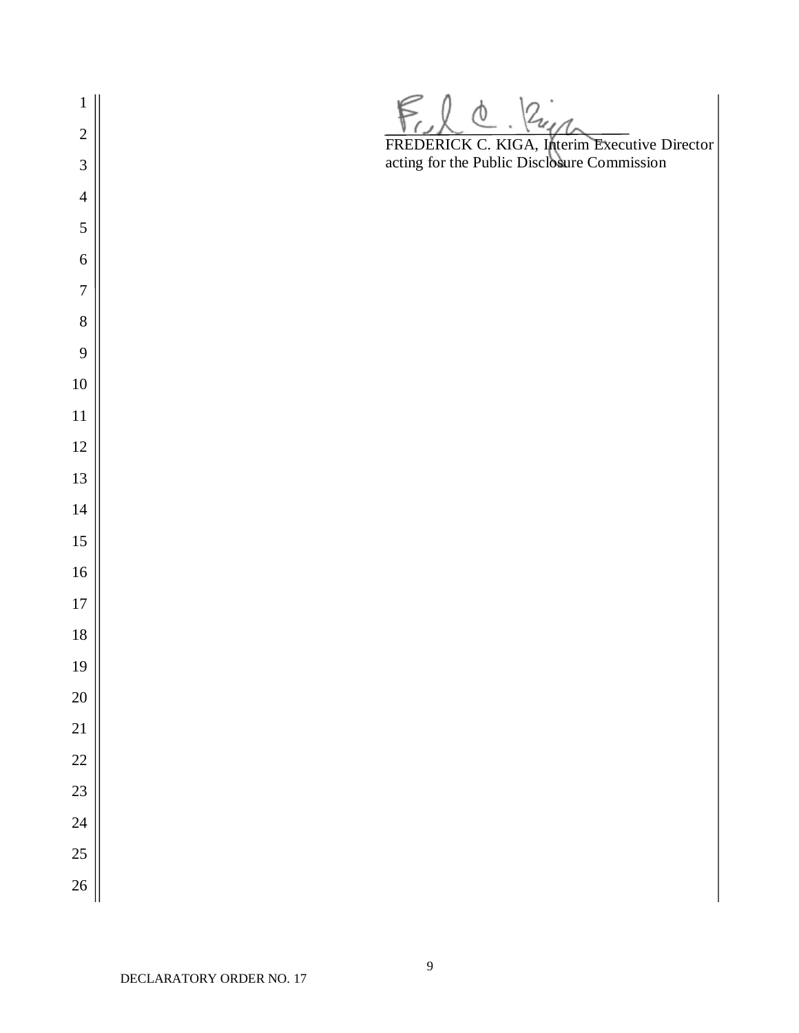FREDERICK C. KIGA, Interim Executive Director
acting for the Public Disclosure Commission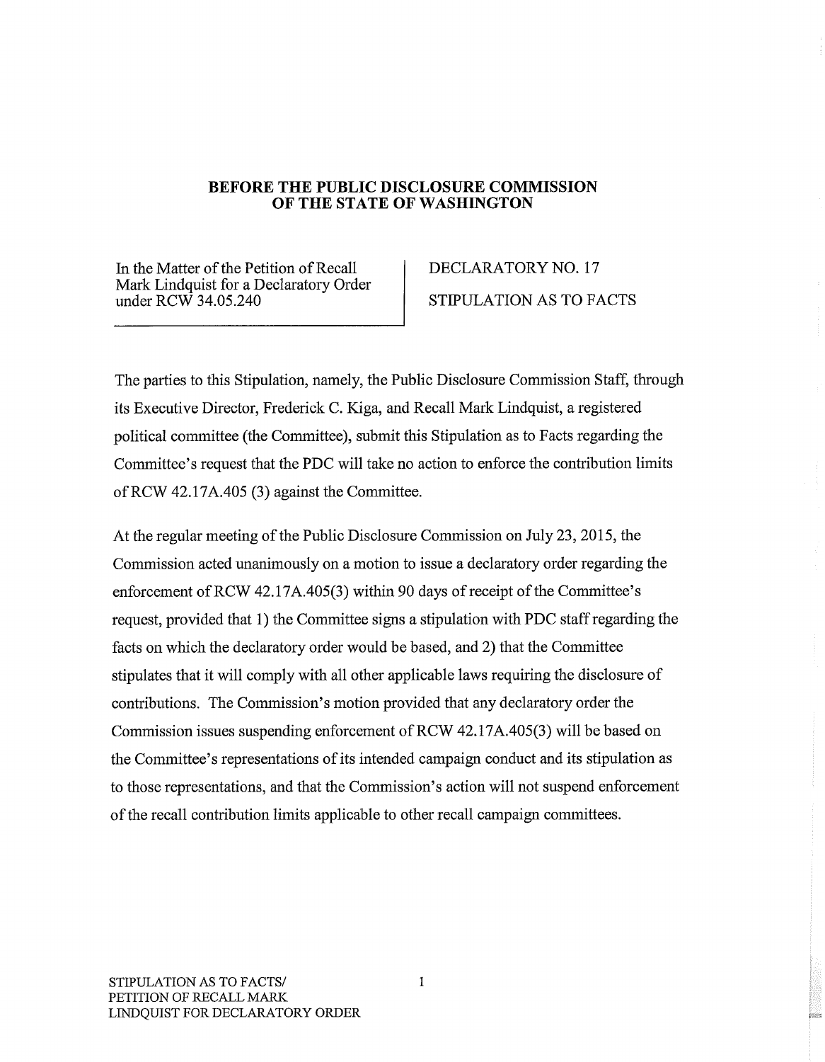**BEFORE THE PUBLIC DISCLOSURE COMMISSION OF THE STATE OF WASHINGTON**

| In the Matter of the Petition of Recall Mark Lindquist for a Declaratory Order under RCW 34.05.240 | DECLARATORY NO. 17<br><br>STIPULATION AS TO FACTS |
|---|---|

The parties to this Stipulation, namely, the Public Disclosure Commission Staff, through its Executive Director, Frederick C. Kiga, and Recall Mark Lindquist, a registered political committee (the Committee), submit this Stipulation as to Facts regarding the Committee's request that the PDC will take no action to enforce the contribution limits of RCW 42.17A.405 (3) against the Committee.

At the regular meeting of the Public Disclosure Commission on July 23, 2015, the Commission acted unanimously on a motion to issue a declaratory order regarding the enforcement of RCW 42.17A.405(3) within 90 days of receipt of the Committee's request, provided that 1) the Committee signs a stipulation with PDC staff regarding the facts on which the declaratory order would be based, and 2) that the Committee stipulates that it will comply with all other applicable laws requiring the disclosure of contributions. The Commission's motion provided that any declaratory order the Commission issues suspending enforcement of RCW 42.17A.405(3) will be based on the Committee's representations of its intended campaign conduct and its stipulation as to those representations, and that the Commission's action will not suspend enforcement of the recall contribution limits applicable to other recall campaign committees.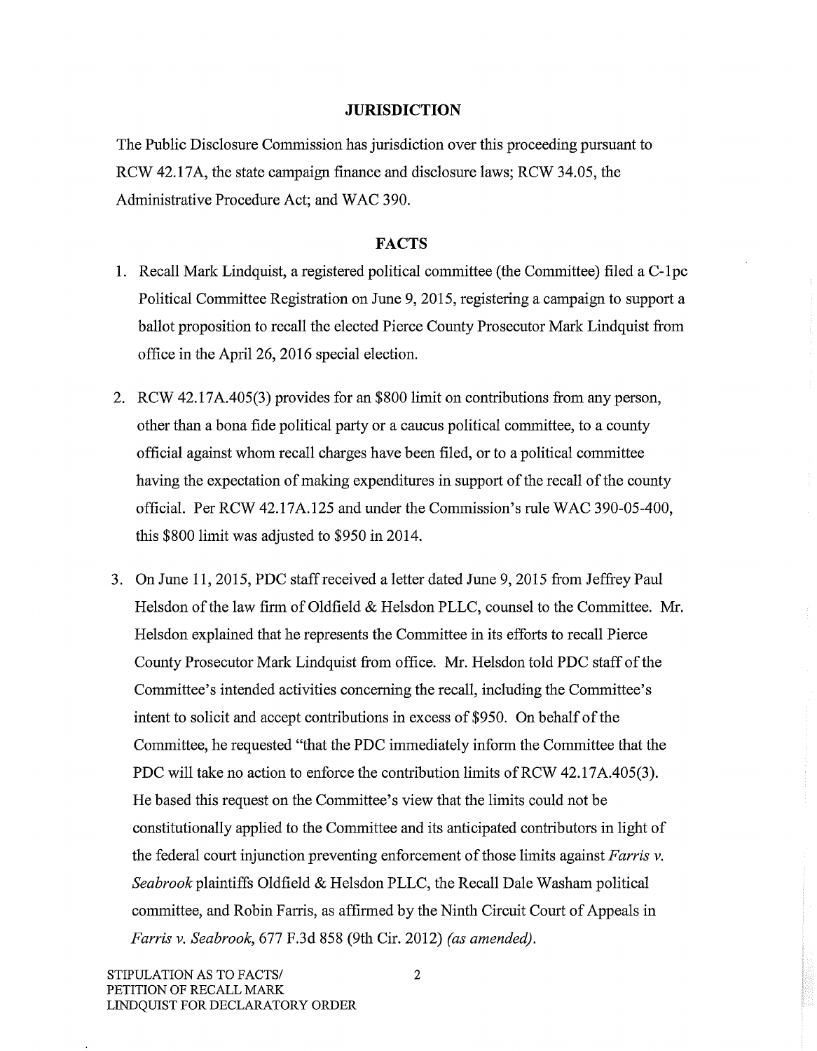## JURISDICTION

The Public Disclosure Commission has jurisdiction over this proceeding pursuant to RCW 42.17A, the state campaign finance and disclosure laws; RCW 34.05, the Administrative Procedure Act; and WAC 390.

## FACTS

1. Recall Mark Lindquist, a registered political committee (the Committee) filed a C-1pc Political Committee Registration on June 9, 2015, registering a campaign to support a ballot proposition to recall the elected Pierce County Prosecutor Mark Lindquist from office in the April 26, 2016 special election.

2. RCW 42.17A.405(3) provides for an $800 limit on contributions from any person, other than a bona fide political party or a caucus political committee, to a county official against whom recall charges have been filed, or to a political committee having the expectation of making expenditures in support of the recall of the county official. Per RCW 42.17A.125 and under the Commission's rule WAC 390-05-400, this $800 limit was adjusted to $950 in 2014.

3. On June 11, 2015, PDC staff received a letter dated June 9, 2015 from Jeffrey Paul Helsdon of the law firm of Oldfield & Helsdon PLLC, counsel to the Committee. Mr. Helsdon explained that he represents the Committee in its efforts to recall Pierce County Prosecutor Mark Lindquist from office. Mr. Helsdon told PDC staff of the Committee's intended activities concerning the recall, including the Committee's intent to solicit and accept contributions in excess of $950. On behalf of the Committee, he requested "that the PDC immediately inform the Committee that the PDC will take no action to enforce the contribution limits of RCW 42.17A.405(3). He based this request on the Committee's view that the limits could not be constitutionally applied to the Committee and its anticipated contributors in light of the federal court injunction preventing enforcement of those limits against *Farris v. Seabrook* plaintiffs Oldfield & Helsdon PLLC, the Recall Dale Washam political committee, and Robin Farris, as affirmed by the Ninth Circuit Court of Appeals in *Farris v. Seabrook*, 677 F.3d 858 (9th Cir. 2012) *(as amended)*.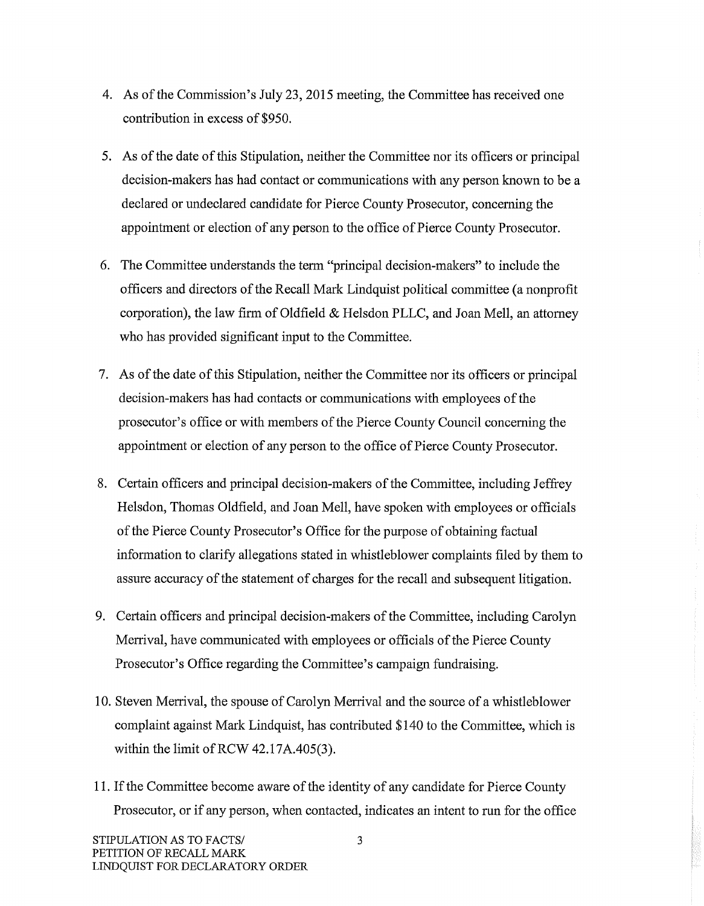4. As of the Commission's July 23, 2015 meeting, the Committee has received one contribution in excess of $950.

5. As of the date of this Stipulation, neither the Committee nor its officers or principal decision-makers has had contact or communications with any person known to be a declared or undeclared candidate for Pierce County Prosecutor, concerning the appointment or election of any person to the office of Pierce County Prosecutor.

6. The Committee understands the term "principal decision-makers" to include the officers and directors of the Recall Mark Lindquist political committee (a nonprofit corporation), the law firm of Oldfield & Helsdon PLLC, and Joan Mell, an attorney who has provided significant input to the Committee.

7. As of the date of this Stipulation, neither the Committee nor its officers or principal decision-makers has had contacts or communications with employees of the prosecutor's office or with members of the Pierce County Council concerning the appointment or election of any person to the office of Pierce County Prosecutor.

8. Certain officers and principal decision-makers of the Committee, including Jeffrey Helsdon, Thomas Oldfield, and Joan Mell, have spoken with employees or officials of the Pierce County Prosecutor's Office for the purpose of obtaining factual information to clarify allegations stated in whistleblower complaints filed by them to assure accuracy of the statement of charges for the recall and subsequent litigation.

9. Certain officers and principal decision-makers of the Committee, including Carolyn Merrival, have communicated with employees or officials of the Pierce County Prosecutor's Office regarding the Committee's campaign fundraising.

10. Steven Merrival, the spouse of Carolyn Merrival and the source of a whistleblower complaint against Mark Lindquist, has contributed $140 to the Committee, which is within the limit of RCW 42.17A.405(3).

11. If the Committee become aware of the identity of any candidate for Pierce County Prosecutor, or if any person, when contacted, indicates an intent to run for the office

STIPULATION AS TO FACTS/
PETITION OF RECALL MARK
LINDQUIST FOR DECLARATORY ORDER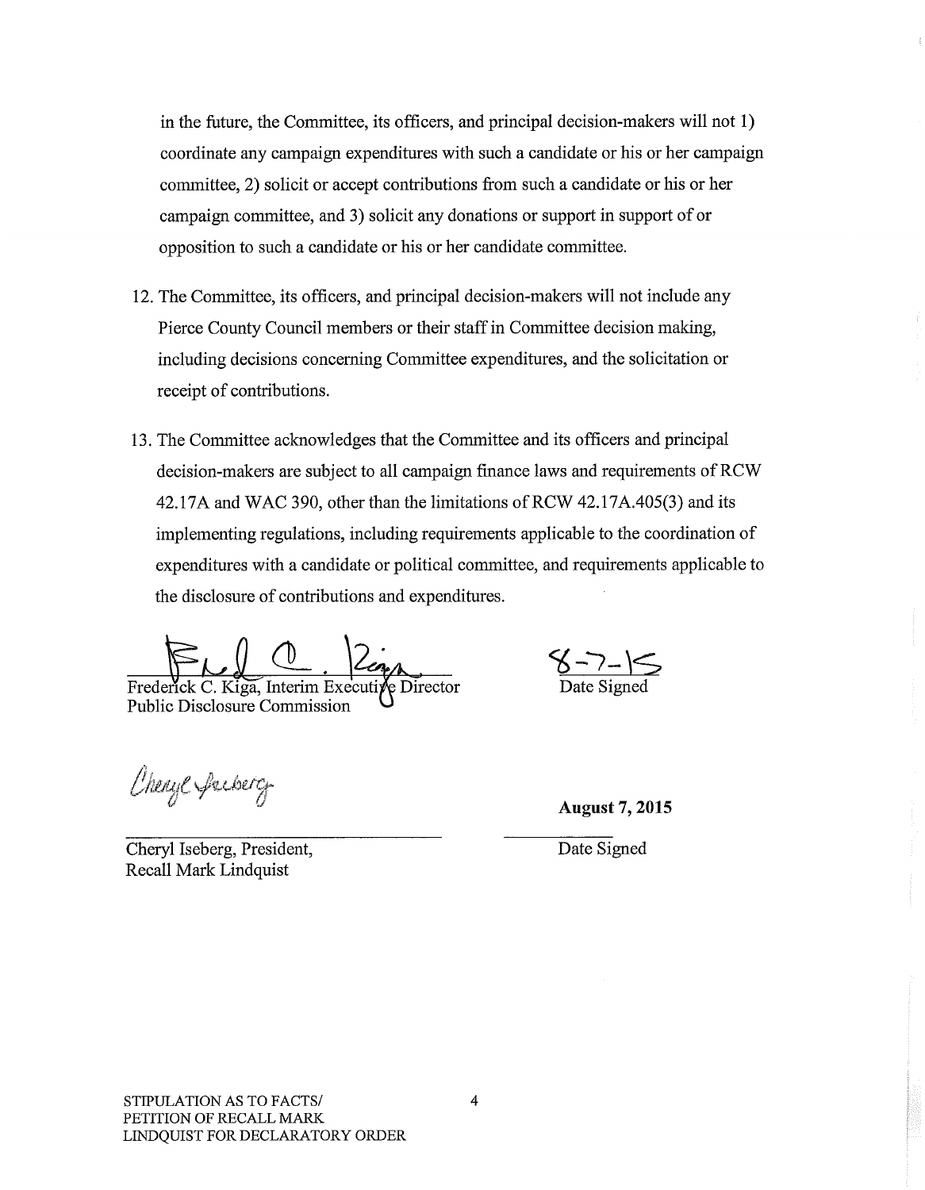in the future, the Committee, its officers, and principal decision-makers will not 1) coordinate any campaign expenditures with such a candidate or his or her campaign committee, 2) solicit or accept contributions from such a candidate or his or her campaign committee, and 3) solicit any donations or support in support of or opposition to such a candidate or his or her candidate committee.

12. The Committee, its officers, and principal decision-makers will not include any Pierce County Council members or their staff in Committee decision making, including decisions concerning Committee expenditures, and the solicitation or receipt of contributions.

13. The Committee acknowledges that the Committee and its officers and principal decision-makers are subject to all campaign finance laws and requirements of RCW 42.17A and WAC 390, other than the limitations of RCW 42.17A.405(3) and its implementing regulations, including requirements applicable to the coordination of expenditures with a candidate or political committee, and requirements applicable to the disclosure of contributions and expenditures.

Fred C. Kiga

Frederick C. Kiga, Interim Executive Director
Public Disclosure Commission

8-7-15
Date Signed

Cheryl Iseberg

Cheryl Iseberg, President,
Recall Mark Lindquist

**August 7, 2015**
Date Signed

STIPULATION AS TO FACTS/
PETITION OF RECALL MARK
LINDQUIST FOR DECLARATORY ORDER